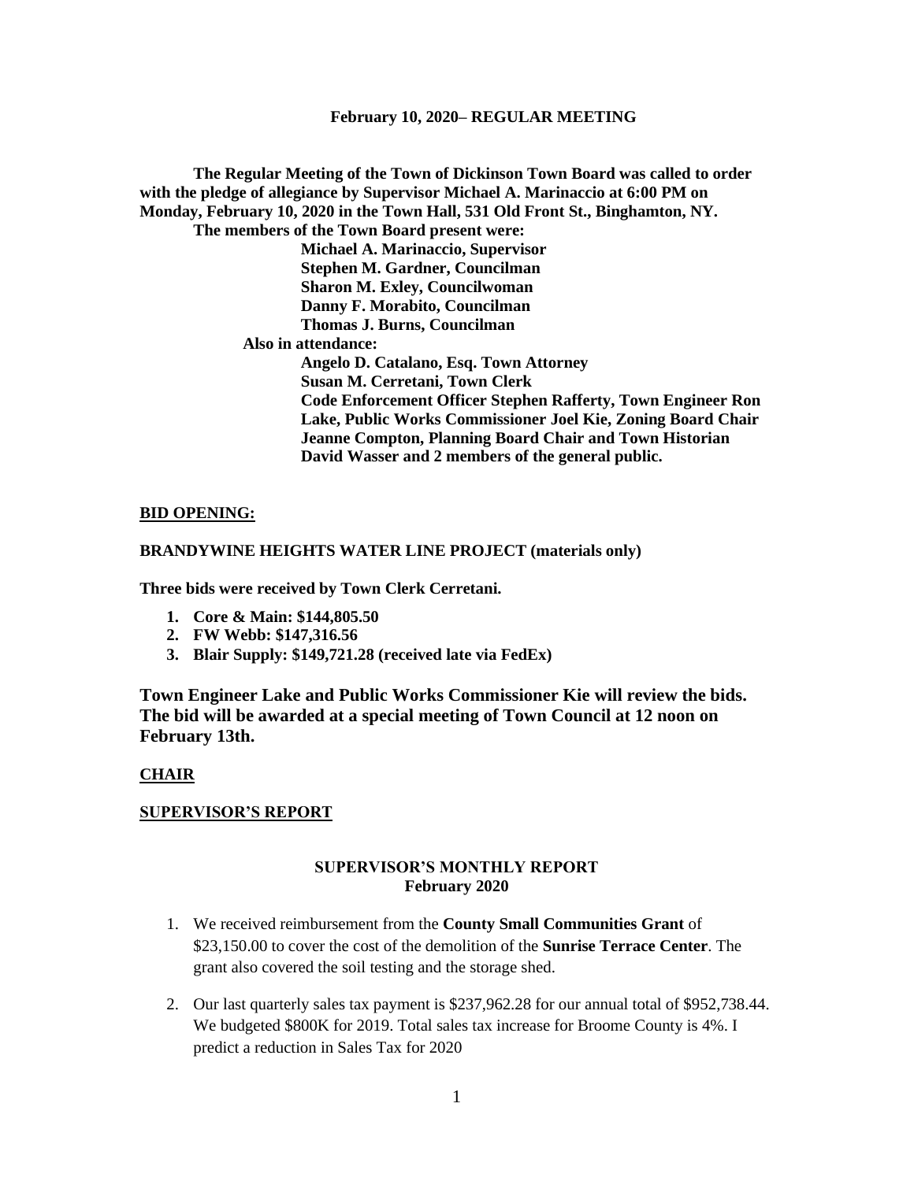**February 10, 2020– REGULAR MEETING**

**The Regular Meeting of the Town of Dickinson Town Board was called to order with the pledge of allegiance by Supervisor Michael A. Marinaccio at 6:00 PM on Monday, February 10, 2020 in the Town Hall, 531 Old Front St., Binghamton, NY.**

**The members of the Town Board present were:**

**Michael A. Marinaccio, Supervisor**
**Stephen M. Gardner, Councilman**
**Sharon M. Exley, Councilwoman**
**Danny F. Morabito, Councilman**
**Thomas J. Burns, Councilman**

**Also in attendance:**

**Angelo D. Catalano, Esq. Town Attorney**
**Susan M. Cerretani, Town Clerk**
**Code Enforcement Officer Stephen Rafferty, Town Engineer Ron Lake, Public Works Commissioner Joel Kie, Zoning Board Chair Jeanne Compton, Planning Board Chair and Town Historian David Wasser and 2 members of the general public.**

**BID OPENING:**

**BRANDYWINE HEIGHTS WATER LINE PROJECT (materials only)**

**Three bids were received by Town Clerk Cerretani.**

1. **Core & Main: $144,805.50**
2. **FW Webb: $147,316.56**
3. **Blair Supply: $149,721.28 (received late via FedEx)**

**Town Engineer Lake and Public Works Commissioner Kie will review the bids. The bid will be awarded at a special meeting of Town Council at 12 noon on February 13th.**

**CHAIR**

**SUPERVISOR'S REPORT**

**SUPERVISOR'S MONTHLY REPORT**
**February 2020**

1. We received reimbursement from the **County Small Communities Grant** of $23,150.00 to cover the cost of the demolition of the **Sunrise Terrace Center**. The grant also covered the soil testing and the storage shed.

2. Our last quarterly sales tax payment is $237,962.28 for our annual total of $952,738.44. We budgeted $800K for 2019. Total sales tax increase for Broome County is 4%. I predict a reduction in Sales Tax for 2020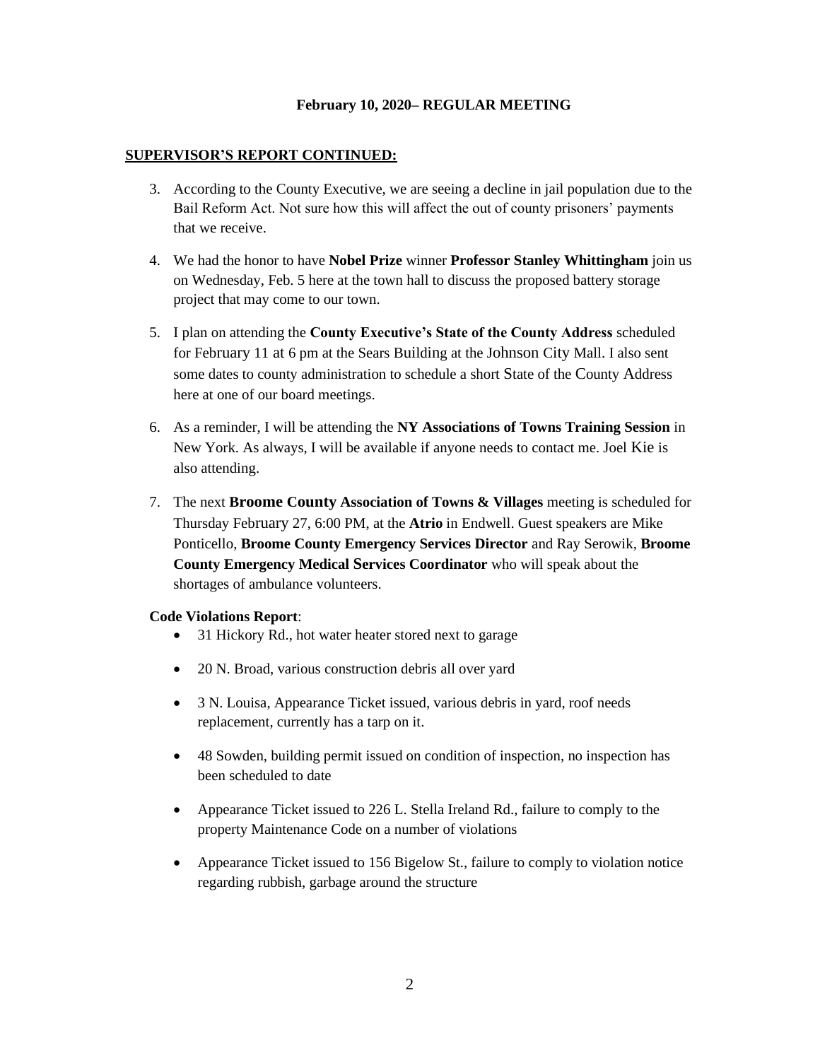**February 10, 2020– REGULAR MEETING**

**SUPERVISOR'S REPORT CONTINUED:**

3. According to the County Executive, we are seeing a decline in jail population due to the Bail Reform Act. Not sure how this will affect the out of county prisoners' payments that we receive.
4. We had the honor to have **Nobel Prize** winner **Professor Stanley Whittingham** join us on Wednesday, Feb. 5 here at the town hall to discuss the proposed battery storage project that may come to our town.
5. I plan on attending the **County Executive's State of the County Address** scheduled for February 11 at 6 pm at the Sears Building at the Johnson City Mall. I also sent some dates to county administration to schedule a short State of the County Address here at one of our board meetings.
6. As a reminder, I will be attending the **NY Associations of Towns Training Session** in New York. As always, I will be available if anyone needs to contact me. Joel Kie is also attending.
7. The next **Broome County Association of Towns & Villages** meeting is scheduled for Thursday February 27, 6:00 PM, at the **Atrio** in Endwell. Guest speakers are Mike Ponticello, **Broome County Emergency Services Director** and Ray Serowik, **Broome County Emergency Medical Services Coordinator** who will speak about the shortages of ambulance volunteers.

**Code Violations Report**:

- 31 Hickory Rd., hot water heater stored next to garage
- 20 N. Broad, various construction debris all over yard
- 3 N. Louisa, Appearance Ticket issued, various debris in yard, roof needs replacement, currently has a tarp on it.
- 48 Sowden, building permit issued on condition of inspection, no inspection has been scheduled to date
- Appearance Ticket issued to 226 L. Stella Ireland Rd., failure to comply to the property Maintenance Code on a number of violations
- Appearance Ticket issued to 156 Bigelow St., failure to comply to violation notice regarding rubbish, garbage around the structure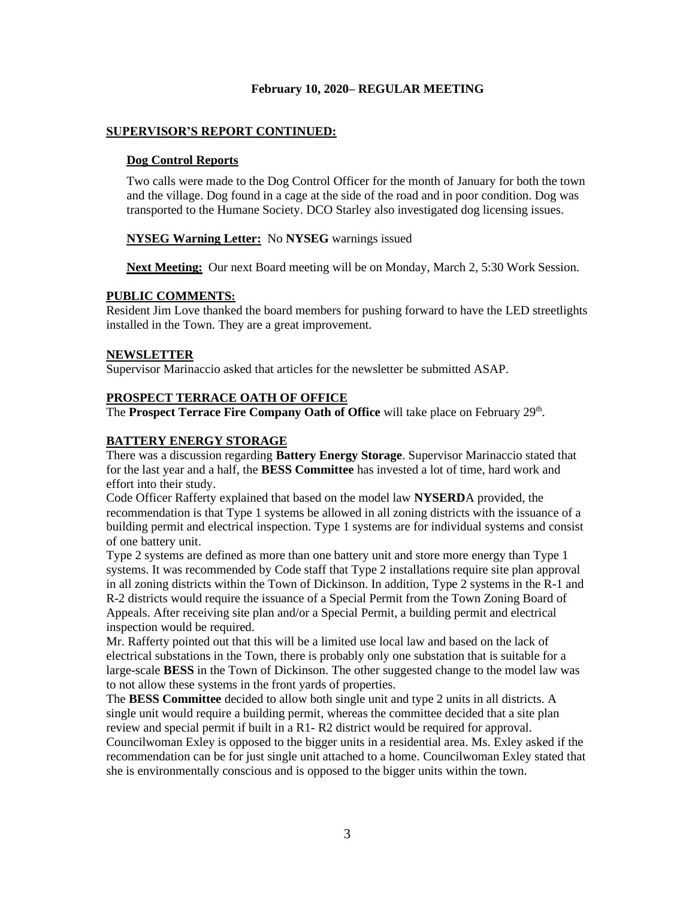**February 10, 2020– REGULAR MEETING**

**SUPERVISOR'S REPORT CONTINUED:**

**Dog Control Reports**

Two calls were made to the Dog Control Officer for the month of January for both the town and the village. Dog found in a cage at the side of the road and in poor condition. Dog was transported to the Humane Society. DCO Starley also investigated dog licensing issues.

**NYSEG Warning Letter:** No **NYSEG** warnings issued

**Next Meeting:** Our next Board meeting will be on Monday, March 2, 5:30 Work Session.

**PUBLIC COMMENTS:**

Resident Jim Love thanked the board members for pushing forward to have the LED streetlights installed in the Town. They are a great improvement.

**NEWSLETTER**

Supervisor Marinaccio asked that articles for the newsletter be submitted ASAP.

**PROSPECT TERRACE OATH OF OFFICE**

The **Prospect Terrace Fire Company Oath of Office** will take place on February 29th.

**BATTERY ENERGY STORAGE**

There was a discussion regarding **Battery Energy Storage**. Supervisor Marinaccio stated that for the last year and a half, the **BESS Committee** has invested a lot of time, hard work and effort into their study.

Code Officer Rafferty explained that based on the model law **NYSERD**A provided, the recommendation is that Type 1 systems be allowed in all zoning districts with the issuance of a building permit and electrical inspection. Type 1 systems are for individual systems and consist of one battery unit.

Type 2 systems are defined as more than one battery unit and store more energy than Type 1 systems. It was recommended by Code staff that Type 2 installations require site plan approval in all zoning districts within the Town of Dickinson. In addition, Type 2 systems in the R-1 and R-2 districts would require the issuance of a Special Permit from the Town Zoning Board of Appeals. After receiving site plan and/or a Special Permit, a building permit and electrical inspection would be required.

Mr. Rafferty pointed out that this will be a limited use local law and based on the lack of electrical substations in the Town, there is probably only one substation that is suitable for a large-scale **BESS** in the Town of Dickinson. The other suggested change to the model law was to not allow these systems in the front yards of properties.

The **BESS Committee** decided to allow both single unit and type 2 units in all districts. A single unit would require a building permit, whereas the committee decided that a site plan review and special permit if built in a R1- R2 district would be required for approval.

Councilwoman Exley is opposed to the bigger units in a residential area. Ms. Exley asked if the recommendation can be for just single unit attached to a home. Councilwoman Exley stated that she is environmentally conscious and is opposed to the bigger units within the town.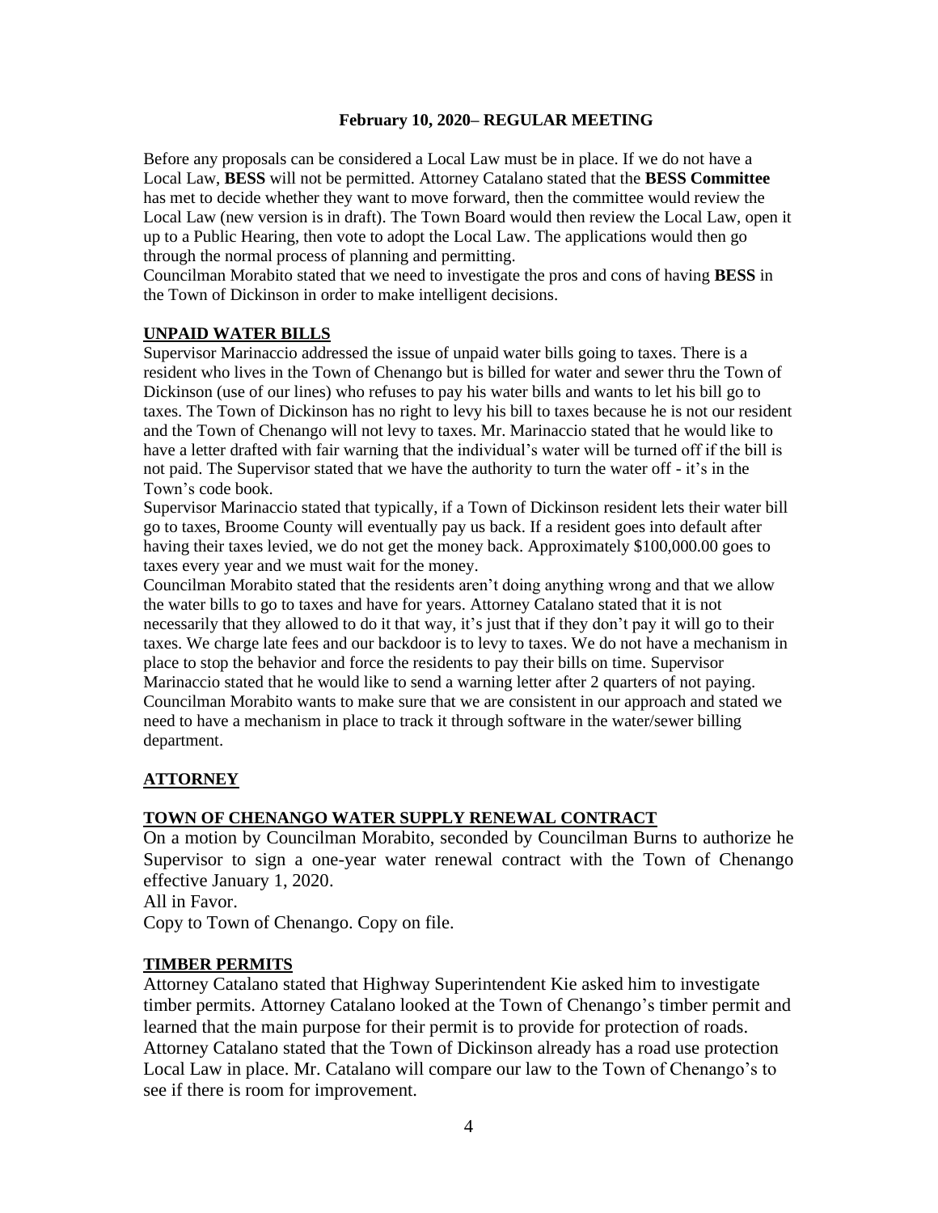**February 10, 2020– REGULAR MEETING**

Before any proposals can be considered a Local Law must be in place. If we do not have a Local Law, **BESS** will not be permitted. Attorney Catalano stated that the **BESS Committee** has met to decide whether they want to move forward, then the committee would review the Local Law (new version is in draft). The Town Board would then review the Local Law, open it up to a Public Hearing, then vote to adopt the Local Law. The applications would then go through the normal process of planning and permitting.

Councilman Morabito stated that we need to investigate the pros and cons of having **BESS** in the Town of Dickinson in order to make intelligent decisions.

**UNPAID WATER BILLS**

Supervisor Marinaccio addressed the issue of unpaid water bills going to taxes. There is a resident who lives in the Town of Chenango but is billed for water and sewer thru the Town of Dickinson (use of our lines) who refuses to pay his water bills and wants to let his bill go to taxes. The Town of Dickinson has no right to levy his bill to taxes because he is not our resident and the Town of Chenango will not levy to taxes. Mr. Marinaccio stated that he would like to have a letter drafted with fair warning that the individual's water will be turned off if the bill is not paid. The Supervisor stated that we have the authority to turn the water off - it's in the Town's code book.

Supervisor Marinaccio stated that typically, if a Town of Dickinson resident lets their water bill go to taxes, Broome County will eventually pay us back. If a resident goes into default after having their taxes levied, we do not get the money back. Approximately $100,000.00 goes to taxes every year and we must wait for the money.

Councilman Morabito stated that the residents aren't doing anything wrong and that we allow the water bills to go to taxes and have for years. Attorney Catalano stated that it is not necessarily that they allowed to do it that way, it's just that if they don't pay it will go to their taxes. We charge late fees and our backdoor is to levy to taxes. We do not have a mechanism in place to stop the behavior and force the residents to pay their bills on time. Supervisor Marinaccio stated that he would like to send a warning letter after 2 quarters of not paying. Councilman Morabito wants to make sure that we are consistent in our approach and stated we need to have a mechanism in place to track it through software in the water/sewer billing department.

**ATTORNEY**

**TOWN OF CHENANGO WATER SUPPLY RENEWAL CONTRACT**

On a motion by Councilman Morabito, seconded by Councilman Burns to authorize he Supervisor to sign a one-year water renewal contract with the Town of Chenango effective January 1, 2020.

All in Favor.

Copy to Town of Chenango. Copy on file.

**TIMBER PERMITS**

Attorney Catalano stated that Highway Superintendent Kie asked him to investigate timber permits. Attorney Catalano looked at the Town of Chenango's timber permit and learned that the main purpose for their permit is to provide for protection of roads. Attorney Catalano stated that the Town of Dickinson already has a road use protection Local Law in place. Mr. Catalano will compare our law to the Town of Chenango's to see if there is room for improvement.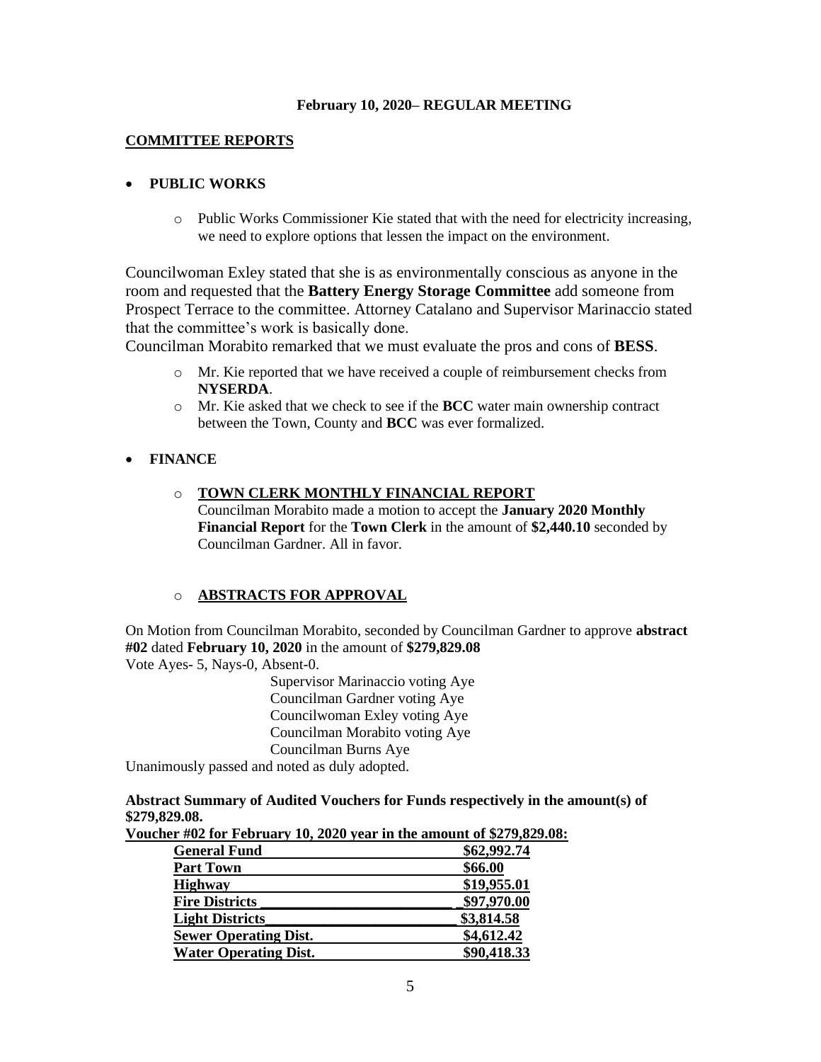**February 10, 2020– REGULAR MEETING**

## COMMITTEE REPORTS

- **PUBLIC WORKS**
  - Public Works Commissioner Kie stated that with the need for electricity increasing, we need to explore options that lessen the impact on the environment.

Councilwoman Exley stated that she is as environmentally conscious as anyone in the room and requested that the **Battery Energy Storage Committee** add someone from Prospect Terrace to the committee. Attorney Catalano and Supervisor Marinaccio stated that the committee's work is basically done.
Councilman Morabito remarked that we must evaluate the pros and cons of **BESS**.

  - Mr. Kie reported that we have received a couple of reimbursement checks from **NYSERDA**.
  - Mr. Kie asked that we check to see if the **BCC** water main ownership contract between the Town, County and **BCC** was ever formalized.

- **FINANCE**
  - **TOWN CLERK MONTHLY FINANCIAL REPORT**
    Councilman Morabito made a motion to accept the **January 2020 Monthly Financial Report** for the **Town Clerk** in the amount of **$2,440.10** seconded by Councilman Gardner. All in favor.

  - **ABSTRACTS FOR APPROVAL**

On Motion from Councilman Morabito, seconded by Councilman Gardner to approve **abstract #02** dated **February 10, 2020** in the amount of **$279,829.08**
Vote Ayes- 5, Nays-0, Absent-0.

Supervisor Marinaccio voting Aye
Councilman Gardner voting Aye
Councilwoman Exley voting Aye
Councilman Morabito voting Aye
Councilman Burns Aye

Unanimously passed and noted as duly adopted.

**Abstract Summary of Audited Vouchers for Funds respectively in the amount(s) of $279,829.08.**

**Voucher #02 for February 10, 2020 year in the amount of $279,829.08:**

| Fund | Amount |
|---|---|
| **General Fund** | **$62,992.74** |
| **Part Town** | **$66.00** |
| **Highway** | **$19,955.01** |
| **Fire Districts** | **$97,970.00** |
| **Light Districts** | **$3,814.58** |
| **Sewer Operating Dist.** | **$4,612.42** |
| **Water Operating Dist.** | **$90,418.33** |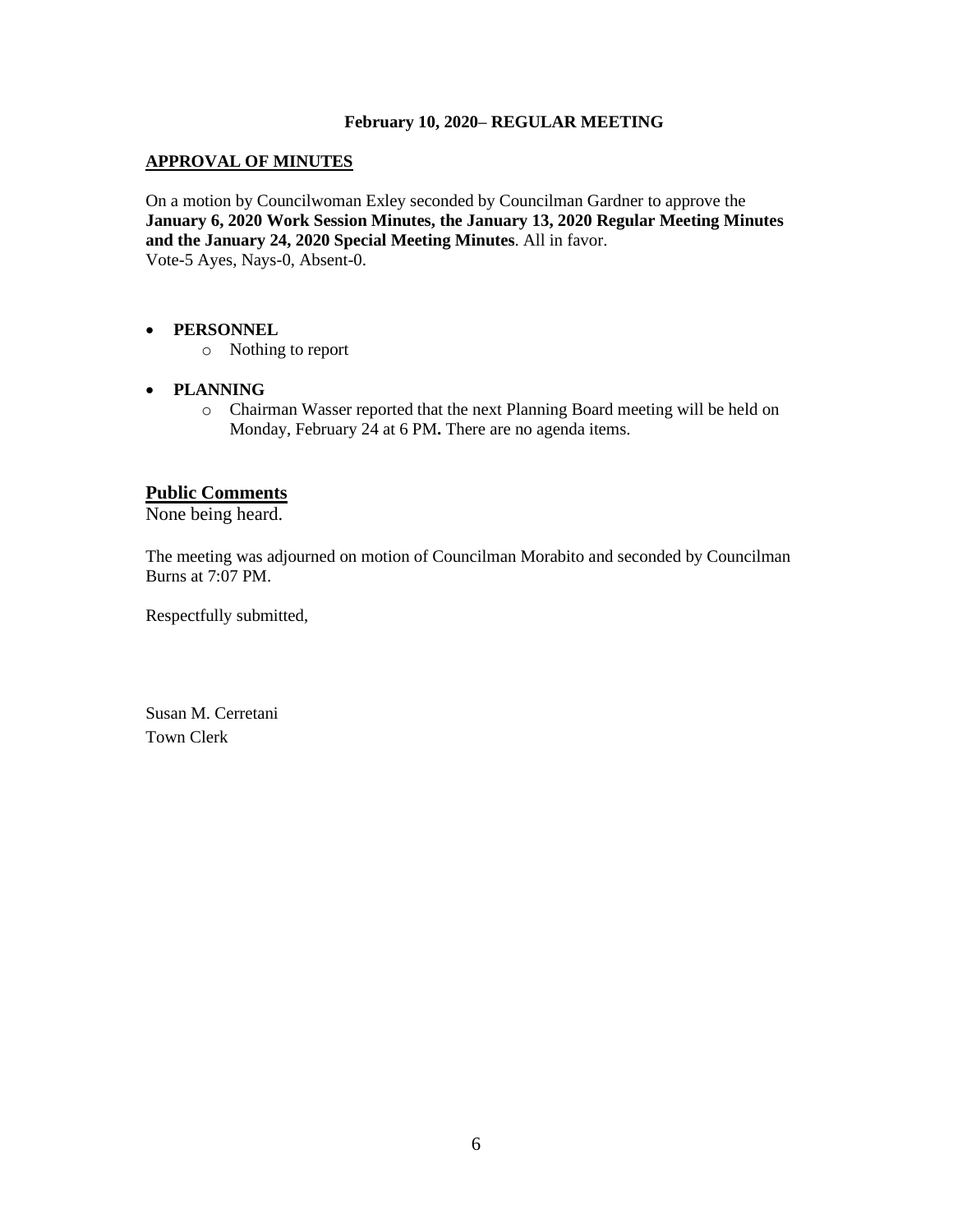**February 10, 2020– REGULAR MEETING**

## APPROVAL OF MINUTES

On a motion by Councilwoman Exley seconded by Councilman Gardner to approve the **January 6, 2020 Work Session Minutes, the January 13, 2020 Regular Meeting Minutes and the January 24, 2020 Special Meeting Minutes**. All in favor.
Vote-5 Ayes, Nays-0, Absent-0.

- **PERSONNEL**
  - Nothing to report
- **PLANNING**
  - Chairman Wasser reported that the next Planning Board meeting will be held on Monday, February 24 at 6 PM**.** There are no agenda items.

## Public Comments

None being heard.

The meeting was adjourned on motion of Councilman Morabito and seconded by Councilman Burns at 7:07 PM.

Respectfully submitted,

Susan M. Cerretani
Town Clerk